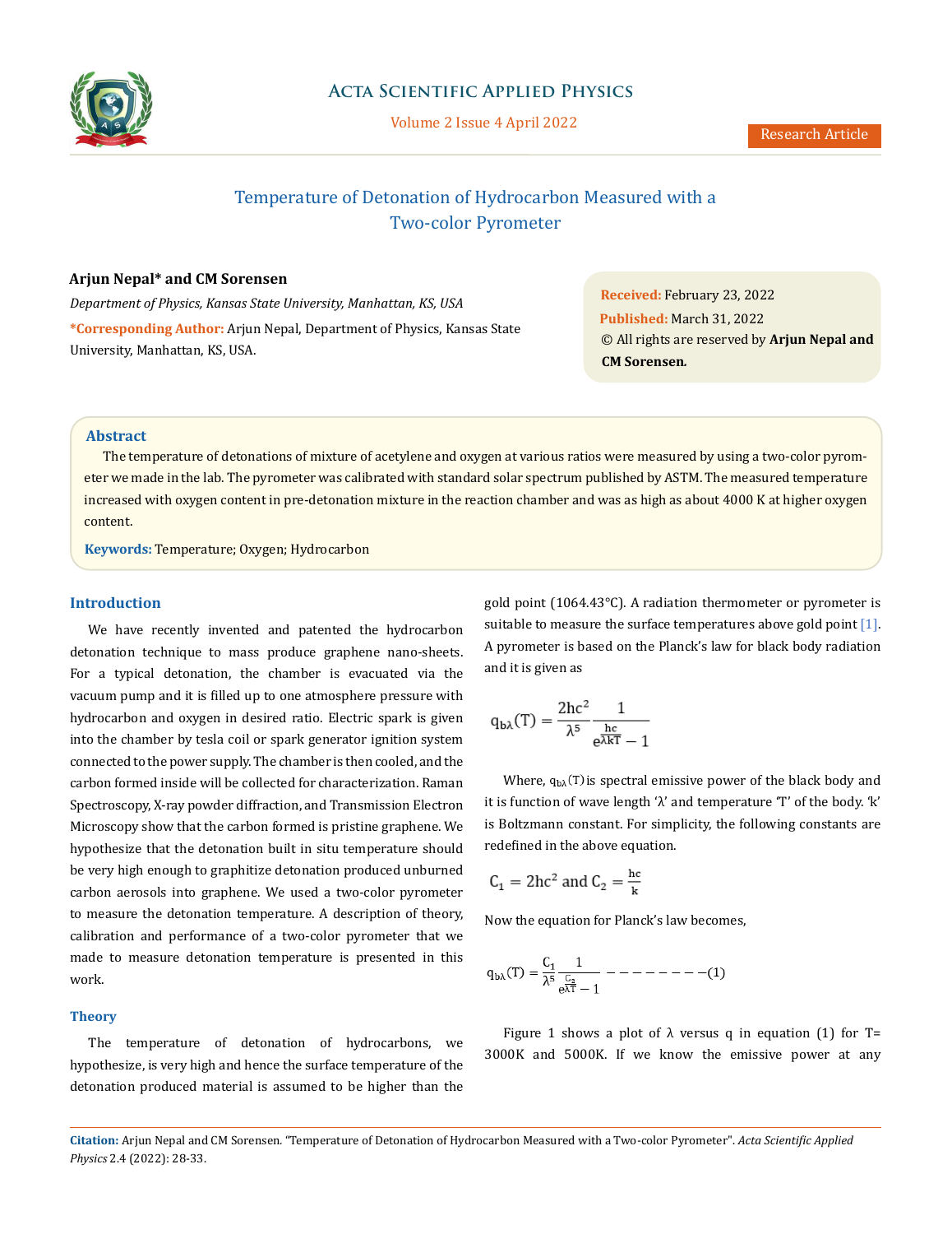# Temperature of Detonation of Hydrocarbon Measured with a Two-color Pyrometer

**Arjun Nepal\* and CM Sorensen**

*Department of Physics, Kansas State University, Manhattan, KS, USA*

**\*Corresponding Author:** Arjun Nepal, Department of Physics, Kansas State University, Manhattan, KS, USA.

**Received:** February 23, 2022
**Published:** March 31, 2022
© All rights are reserved by **Arjun Nepal and CM Sorensen.**

## Abstract

The temperature of detonations of mixture of acetylene and oxygen at various ratios were measured by using a two-color pyrometer we made in the lab. The pyrometer was calibrated with standard solar spectrum published by ASTM. The measured temperature increased with oxygen content in pre-detonation mixture in the reaction chamber and was as high as about 4000 K at higher oxygen content.

**Keywords:** Temperature; Oxygen; Hydrocarbon

## Introduction

We have recently invented and patented the hydrocarbon detonation technique to mass produce graphene nano-sheets. For a typical detonation, the chamber is evacuated via the vacuum pump and it is filled up to one atmosphere pressure with hydrocarbon and oxygen in desired ratio. Electric spark is given into the chamber by tesla coil or spark generator ignition system connected to the power supply. The chamber is then cooled, and the carbon formed inside will be collected for characterization. Raman Spectroscopy, X-ray powder diffraction, and Transmission Electron Microscopy show that the carbon formed is pristine graphene. We hypothesize that the detonation built in situ temperature should be very high enough to graphitize detonation produced unburned carbon aerosols into graphene. We used a two-color pyrometer to measure the detonation temperature. A description of theory, calibration and performance of a two-color pyrometer that we made to measure detonation temperature is presented in this work.

## Theory

The temperature of detonation of hydrocarbons, we hypothesize, is very high and hence the surface temperature of the detonation produced material is assumed to be higher than the gold point (1064.43°C). A radiation thermometer or pyrometer is suitable to measure the surface temperatures above gold point [1]. A pyrometer is based on the Planck's law for black body radiation and it is given as

$$q_{b\lambda}(T) = \frac{2hc^2}{\lambda^5}\frac{1}{e^{\frac{hc}{\lambda kT}} - 1}$$

Where, $q_{b\lambda}(T)$ is spectral emissive power of the black body and it is function of wave length 'λ' and temperature 'T' of the body. 'k' is Boltzmann constant. For simplicity, the following constants are redefined in the above equation.

$$C_1 = 2hc^2 \text{ and } C_2 = \frac{hc}{k}$$

Now the equation for Planck's law becomes,

$$q_{b\lambda}(T) = \frac{C_1}{\lambda^5}\frac{1}{e^{\frac{C_2}{\lambda T}} - 1} \quad \text{--------- (1)}$$

Figure 1 shows a plot of λ versus q in equation (1) for T= 3000K and 5000K. If we know the emissive power at any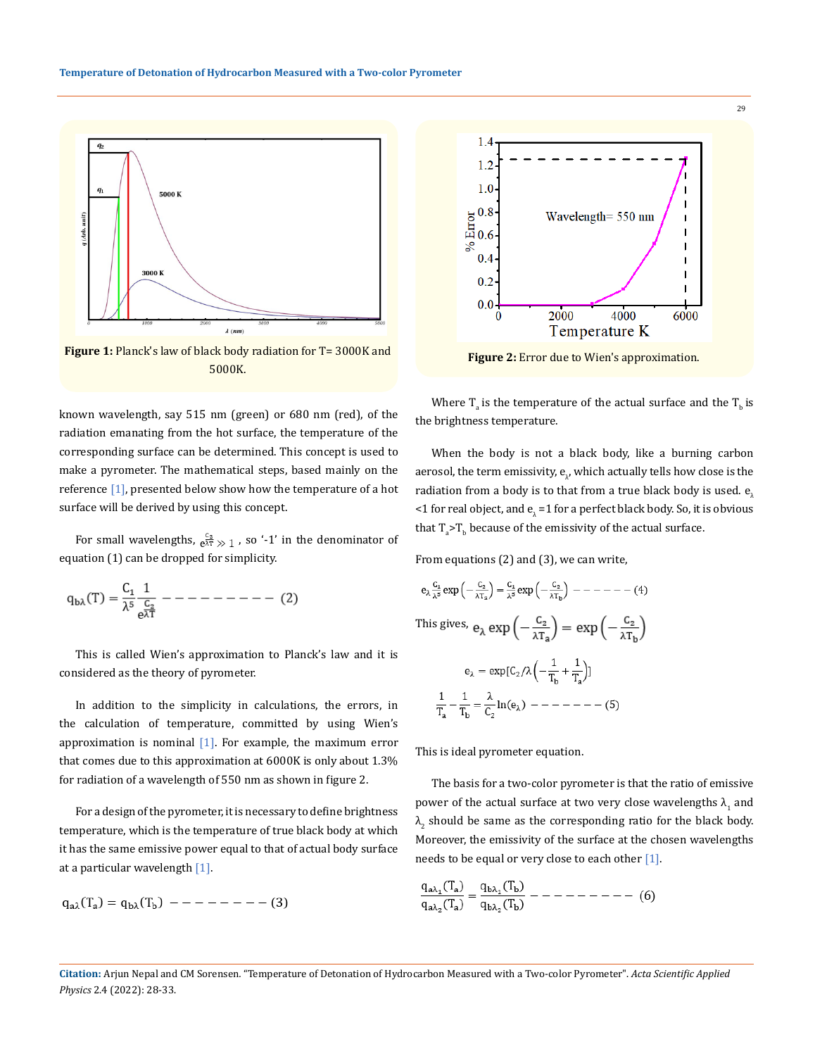**Figure 1:** Planck's law of black body radiation for T= 3000K and 5000K.

known wavelength, say 515 nm (green) or 680 nm (red), of the radiation emanating from the hot surface, the temperature of the corresponding surface can be determined. This concept is used to make a pyrometer. The mathematical steps, based mainly on the reference [1], presented below show how the temperature of a hot surface will be derived by using this concept.

For small wavelengths, $e^{\frac{C_2}{\lambda T}} \gg 1$ , so '-1' in the denominator of equation (1) can be dropped for simplicity.

$$q_{b\lambda}(T) = \frac{C_1}{\lambda^5}\frac{1}{e^{\frac{C_2}{\lambda T}}} \quad (2)$$

This is called Wien's approximation to Planck's law and it is considered as the theory of pyrometer.

In addition to the simplicity in calculations, the errors, in the calculation of temperature, committed by using Wien's approximation is nominal [1]. For example, the maximum error that comes due to this approximation at 6000K is only about 1.3% for radiation of a wavelength of 550 nm as shown in figure 2.

For a design of the pyrometer, it is necessary to define brightness temperature, which is the temperature of true black body at which it has the same emissive power equal to that of actual body surface at a particular wavelength [1].

$$q_{a\lambda}(T_a) = q_{b\lambda}(T_b) \quad (3)$$

**Figure 2:** Error due to Wien's approximation.

Where $T_a$ is the temperature of the actual surface and the $T_b$ is the brightness temperature.

When the body is not a black body, like a burning carbon aerosol, the term emissivity, $e_\lambda$, which actually tells how close is the radiation from a body is to that from a true black body is used. $e_\lambda$ <1 for real object, and $e_\lambda$ =1 for a perfect black body. So, it is obvious that $T_a$>$T_b$ because of the emissivity of the actual surface.

From equations (2) and (3), we can write,

$$e_\lambda \frac{C_1}{\lambda^5}\exp\left(-\frac{C_2}{\lambda T_a}\right) = \frac{C_1}{\lambda^5}\exp\left(-\frac{C_2}{\lambda T_b}\right) \quad (4)$$

This gives, $e_\lambda \exp\left(-\frac{C_2}{\lambda T_a}\right) = \exp\left(-\frac{C_2}{\lambda T_b}\right)$

$$e_\lambda = \exp[C_2/\lambda\left(-\frac{1}{T_b}+\frac{1}{T_a}\right)]$$

$$\frac{1}{T_a} - \frac{1}{T_b} = \frac{\lambda}{C_2}\ln(e_\lambda) \quad (5)$$

This is ideal pyrometer equation.

The basis for a two-color pyrometer is that the ratio of emissive power of the actual surface at two very close wavelengths $\lambda_1$ and $\lambda_2$ should be same as the corresponding ratio for the black body. Moreover, the emissivity of the surface at the chosen wavelengths needs to be equal or very close to each other [1].

$$\frac{q_{a\lambda_1}(T_a)}{q_{a\lambda_2}(T_a)} = \frac{q_{b\lambda_1}(T_b)}{q_{b\lambda_2}(T_b)} \quad (6)$$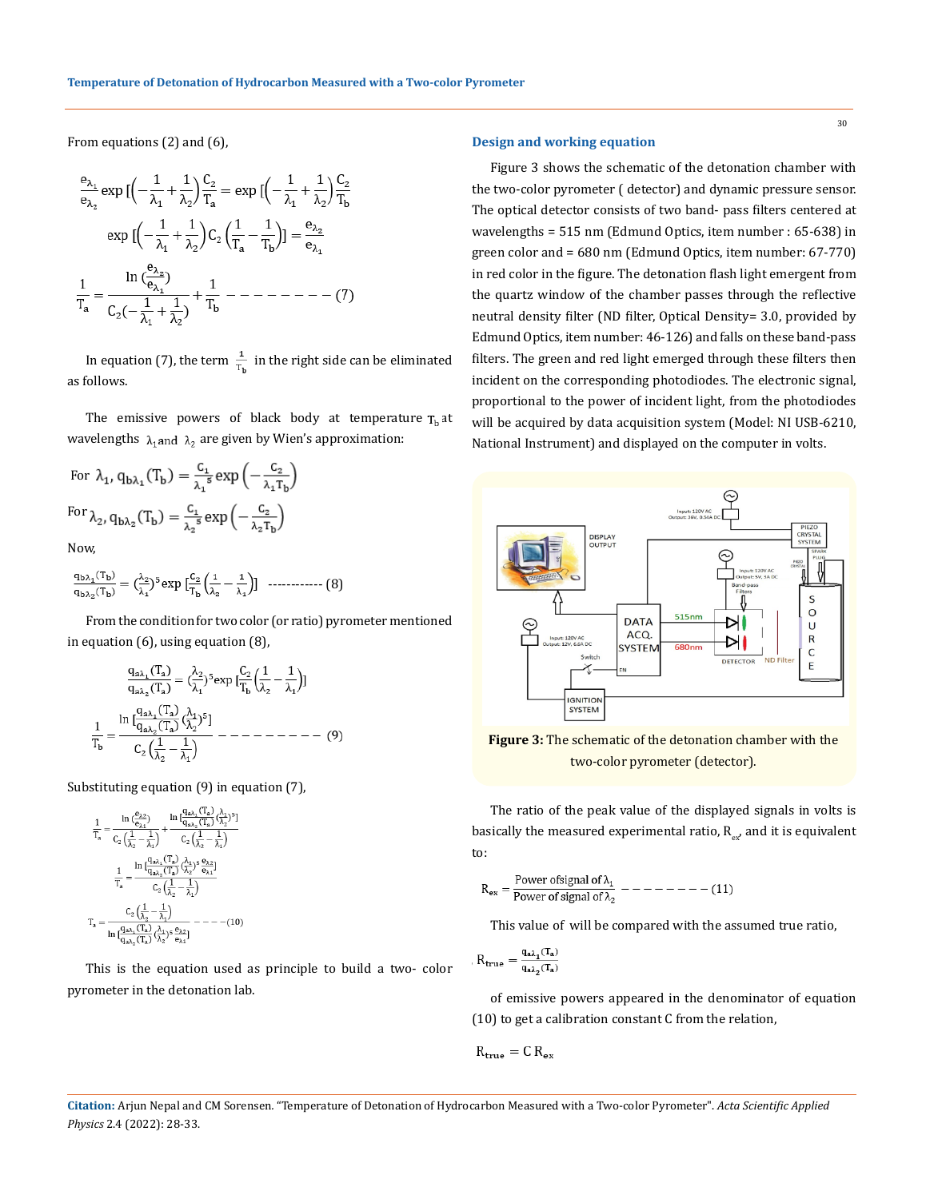From equations (2) and (6),

$$\frac{e_{\lambda_1}}{e_{\lambda_2}} \exp\left[\left(-\frac{1}{\lambda_1}+\frac{1}{\lambda_2}\right)\frac{C_2}{T_a}\right] = \exp\left[\left(-\frac{1}{\lambda_1}+\frac{1}{\lambda_2}\right)\frac{C_2}{T_b}\right]$$

$$\exp\left[\left(-\frac{1}{\lambda_1}+\frac{1}{\lambda_2}\right)C_2\left(\frac{1}{T_a}-\frac{1}{T_b}\right)\right] = \frac{e_{\lambda_2}}{e_{\lambda_1}}$$

$$\frac{1}{T_a} = \frac{\ln\left(\frac{e_{\lambda_2}}{e_{\lambda_1}}\right)}{C_2\left(-\frac{1}{\lambda_1}+\frac{1}{\lambda_2}\right)} + \frac{1}{T_b} \quad \text{--------- (7)}$$

In equation (7), the term $\frac{1}{T_b}$ in the right side can be eliminated as follows.

The emissive powers of black body at temperature $T_b$ at wavelengths $\lambda_1$ and $\lambda_2$ are given by Wien's approximation:

For $\lambda_1$, $q_{b\lambda_1}(T_b) = \frac{C_1}{\lambda_1^5}\exp\left(-\frac{C_2}{\lambda_1 T_b}\right)$

For $\lambda_2$, $q_{b\lambda_2}(T_b) = \frac{C_1}{\lambda_2^5}\exp\left(-\frac{C_2}{\lambda_2 T_b}\right)$

Now,

$$\frac{q_{b\lambda_1}(T_b)}{q_{b\lambda_2}(T_b)} = \left(\frac{\lambda_2}{\lambda_1}\right)^5 \exp\left[\frac{C_2}{T_b}\left(\frac{1}{\lambda_2}-\frac{1}{\lambda_1}\right)\right] \quad \text{------------ (8)}$$

From the condition for two color (or ratio) pyrometer mentioned in equation (6), using equation (8),

$$\frac{q_{a\lambda_1}(T_a)}{q_{a\lambda_2}(T_a)} = \left(\frac{\lambda_2}{\lambda_1}\right)^5 \exp\left[\frac{C_2}{T_b}\left(\frac{1}{\lambda_2}-\frac{1}{\lambda_1}\right)\right]$$

$$\frac{1}{T_b} = \frac{\ln\left[\frac{q_{a\lambda_1}(T_a)}{q_{a\lambda_2}(T_a)}\left(\frac{\lambda_1}{\lambda_2}\right)^5\right]}{C_2\left(\frac{1}{\lambda_2}-\frac{1}{\lambda_1}\right)} \quad \text{---------- (9)}$$

Substituting equation (9) in equation (7),

$$\frac{1}{T_a} = \frac{\ln\left(\frac{e_{\lambda_2}}{e_{\lambda_1}}\right)}{C_2\left(\frac{1}{\lambda_2}-\frac{1}{\lambda_1}\right)} + \frac{\ln\left[\frac{q_{a\lambda_1}(T_a)}{q_{a\lambda_2}(T_a)}\left(\frac{\lambda_1}{\lambda_2}\right)^5\right]}{C_2\left(\frac{1}{\lambda_2}-\frac{1}{\lambda_1}\right)}$$

$$\frac{1}{T_a} = \frac{\ln\left[\frac{q_{a\lambda_1}(T_a)}{q_{a\lambda_2}(T_a)}\left(\frac{\lambda_1}{\lambda_2}\right)^5\frac{e_{\lambda_2}}{e_{\lambda_1}}\right]}{C_2\left(\frac{1}{\lambda_2}-\frac{1}{\lambda_1}\right)}$$

$$T_a = \frac{C_2\left(\frac{1}{\lambda_2}-\frac{1}{\lambda_1}\right)}{\ln\left[\frac{q_{a\lambda_1}(T_a)}{q_{a\lambda_2}(T_a)}\left(\frac{\lambda_1}{\lambda_2}\right)^5\frac{e_{\lambda_2}}{e_{\lambda_1}}\right]} \quad \text{---- (10)}$$

This is the equation used as principle to build a two- color pyrometer in the detonation lab.

## Design and working equation

Figure 3 shows the schematic of the detonation chamber with the two-color pyrometer ( detector) and dynamic pressure sensor. The optical detector consists of two band- pass filters centered at wavelengths = 515 nm (Edmund Optics, item number : 65-638) in green color and = 680 nm (Edmund Optics, item number: 67-770) in red color in the figure. The detonation flash light emergent from the quartz window of the chamber passes through the reflective neutral density filter (ND filter, Optical Density= 3.0, provided by Edmund Optics, item number: 46-126) and falls on these band-pass filters. The green and red light emerged through these filters then incident on the corresponding photodiodes. The electronic signal, proportional to the power of incident light, from the photodiodes will be acquired by data acquisition system (Model: NI USB-6210, National Instrument) and displayed on the computer in volts.

**Figure 3:** The schematic of the detonation chamber with the two-color pyrometer (detector).

The ratio of the peak value of the displayed signals in volts is basically the measured experimental ratio, $R_{ex}$, and it is equivalent to:

$$R_{ex} = \frac{\text{Power of signal of } \lambda_1}{\text{Power of signal of } \lambda_2} \quad \text{-------- (11)}$$

This value of will be compared with the assumed true ratio,

$$R_{true} = \frac{q_{a\lambda_1}(T_a)}{q_{a\lambda_2}(T_a)}$$

of emissive powers appeared in the denominator of equation (10) to get a calibration constant C from the relation,

$$R_{true} = C\, R_{ex}$$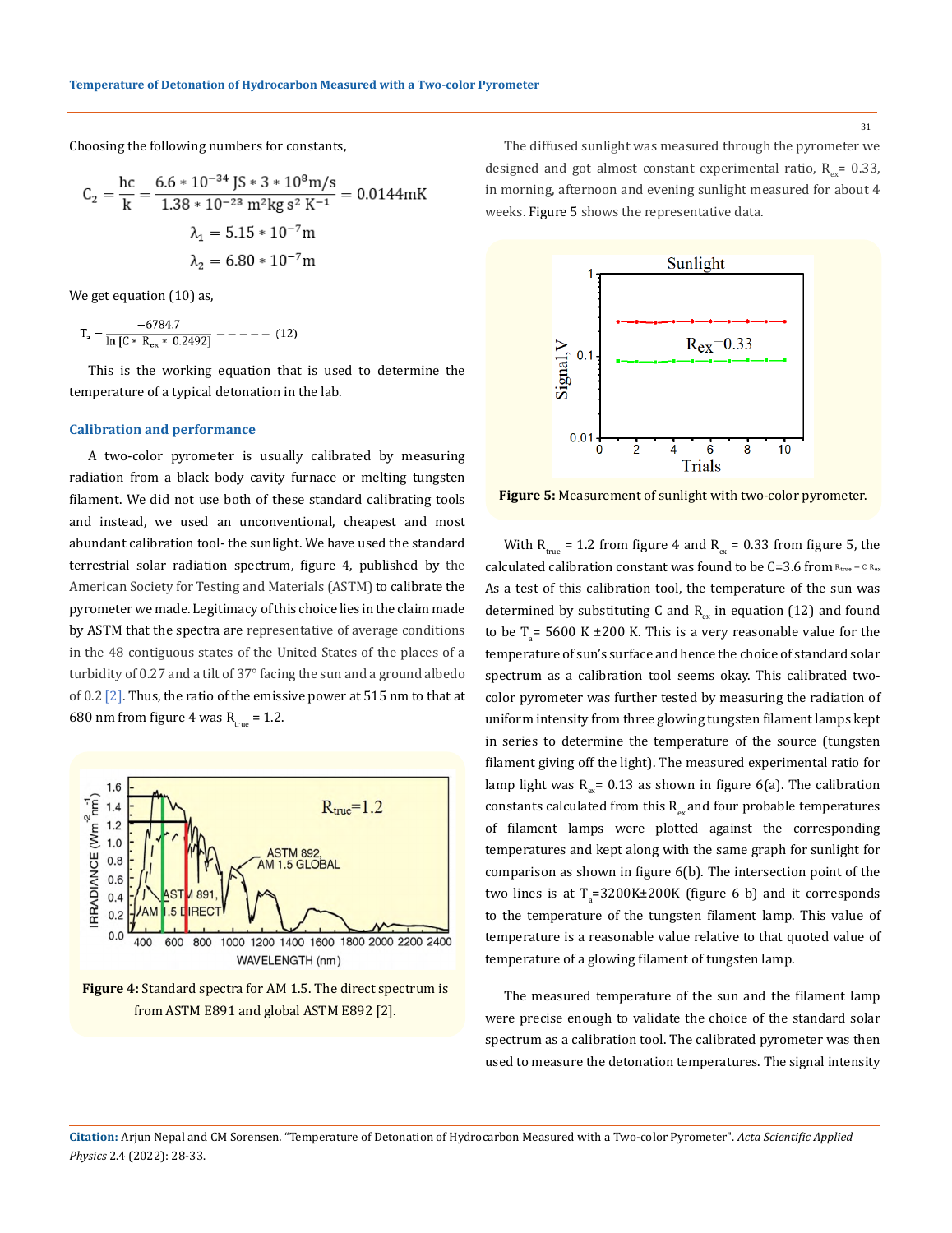Choosing the following numbers for constants,

$$C_2 = \frac{hc}{k} = \frac{6.6 * 10^{-34}\,\mathrm{JS} * 3 * 10^{8}\,\mathrm{m/s}}{1.38 * 10^{-23}\,\mathrm{m^2 kg\, s^2\, K^{-1}}} = 0.0144\,\mathrm{mK}$$

$$\lambda_1 = 5.15 * 10^{-7}\,\mathrm{m}$$

$$\lambda_2 = 6.80 * 10^{-7}\,\mathrm{m}$$

We get equation (10) as,

$$T_a = \frac{-6784.7}{\ln\left[C * R_{ex} * 0.2492\right]} \quad ------ \quad (12)$$

This is the working equation that is used to determine the temperature of a typical detonation in the lab.

### Calibration and performance

A two-color pyrometer is usually calibrated by measuring radiation from a black body cavity furnace or melting tungsten filament. We did not use both of these standard calibrating tools and instead, we used an unconventional, cheapest and most abundant calibration tool- the sunlight. We have used the standard terrestrial solar radiation spectrum, figure 4, published by the American Society for Testing and Materials (ASTM) to calibrate the pyrometer we made. Legitimacy of this choice lies in the claim made by ASTM that the spectra are representative of average conditions in the 48 contiguous states of the United States of the places of a turbidity of 0.27 and a tilt of 37° facing the sun and a ground albedo of 0.2 [2]. Thus, the ratio of the emissive power at 515 nm to that at 680 nm from figure 4 was $R_{true} = 1.2$.

**Figure 4:** Standard spectra for AM 1.5. The direct spectrum is from ASTM E891 and global ASTM E892 [2].

The diffused sunlight was measured through the pyrometer we designed and got almost constant experimental ratio, $R_{ex} = 0.33$, in morning, afternoon and evening sunlight measured for about 4 weeks. Figure 5 shows the representative data.

**Figure 5:** Measurement of sunlight with two-color pyrometer.

With $R_{true} = 1.2$ from figure 4 and $R_{ex} = 0.33$ from figure 5, the calculated calibration constant was found to be C=3.6 from $R_{true} = C\,R_{ex}$ As a test of this calibration tool, the temperature of the sun was determined by substituting C and $R_{ex}$ in equation (12) and found to be $T_a = 5600$ K ±200 K. This is a very reasonable value for the temperature of sun's surface and hence the choice of standard solar spectrum as a calibration tool seems okay. This calibrated two-color pyrometer was further tested by measuring the radiation of uniform intensity from three glowing tungsten filament lamps kept in series to determine the temperature of the source (tungsten filament giving off the light). The measured experimental ratio for lamp light was $R_{ex} = 0.13$ as shown in figure 6(a). The calibration constants calculated from this $R_{ex}$ and four probable temperatures of filament lamps were plotted against the corresponding temperatures and kept along with the same graph for sunlight for comparison as shown in figure 6(b). The intersection point of the two lines is at $T_a$=3200K±200K (figure 6 b) and it corresponds to the temperature of the tungsten filament lamp. This value of temperature is a reasonable value relative to that quoted value of temperature of a glowing filament of tungsten lamp.

The measured temperature of the sun and the filament lamp were precise enough to validate the choice of the standard solar spectrum as a calibration tool. The calibrated pyrometer was then used to measure the detonation temperatures. The signal intensity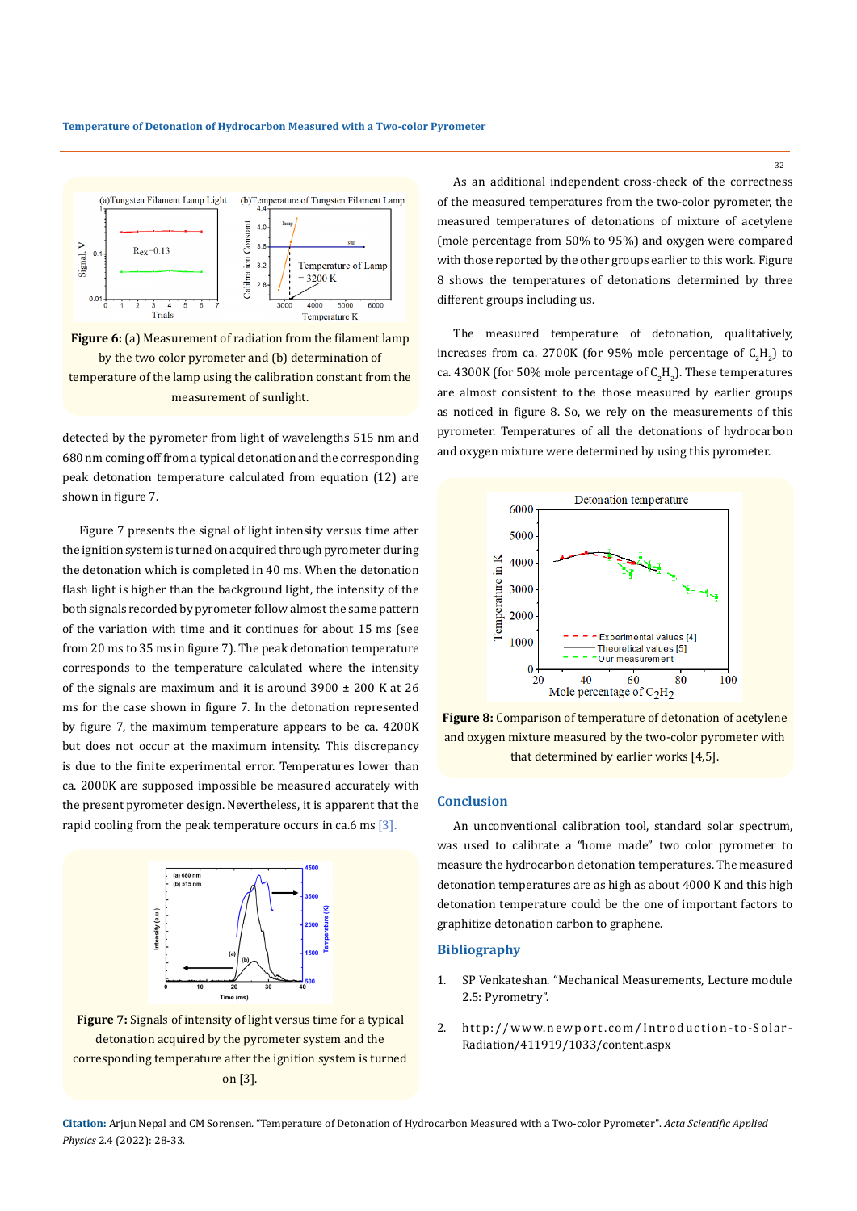**Figure 6:** (a) Measurement of radiation from the filament lamp by the two color pyrometer and (b) determination of temperature of the lamp using the calibration constant from the measurement of sunlight.

detected by the pyrometer from light of wavelengths 515 nm and 680 nm coming off from a typical detonation and the corresponding peak detonation temperature calculated from equation (12) are shown in figure 7.

Figure 7 presents the signal of light intensity versus time after the ignition system is turned on acquired through pyrometer during the detonation which is completed in 40 ms. When the detonation flash light is higher than the background light, the intensity of the both signals recorded by pyrometer follow almost the same pattern of the variation with time and it continues for about 15 ms (see from 20 ms to 35 ms in figure 7). The peak detonation temperature corresponds to the temperature calculated where the intensity of the signals are maximum and it is around 3900 ± 200 K at 26 ms for the case shown in figure 7. In the detonation represented by figure 7, the maximum temperature appears to be ca. 4200K but does not occur at the maximum intensity. This discrepancy is due to the finite experimental error. Temperatures lower than ca. 2000K are supposed impossible be measured accurately with the present pyrometer design. Nevertheless, it is apparent that the rapid cooling from the peak temperature occurs in ca.6 ms [3].

**Figure 7:** Signals of intensity of light versus time for a typical detonation acquired by the pyrometer system and the corresponding temperature after the ignition system is turned on [3].

As an additional independent cross-check of the correctness of the measured temperatures from the two-color pyrometer, the measured temperatures of detonations of mixture of acetylene (mole percentage from 50% to 95%) and oxygen were compared with those reported by the other groups earlier to this work. Figure 8 shows the temperatures of detonations determined by three different groups including us.

The measured temperature of detonation, qualitatively, increases from ca. 2700K (for 95% mole percentage of $C_2H_2$) to ca. 4300K (for 50% mole percentage of $C_2H_2$). These temperatures are almost consistent to the those measured by earlier groups as noticed in figure 8. So, we rely on the measurements of this pyrometer. Temperatures of all the detonations of hydrocarbon and oxygen mixture were determined by using this pyrometer.

**Figure 8:** Comparison of temperature of detonation of acetylene and oxygen mixture measured by the two-color pyrometer with that determined by earlier works [4,5].

## Conclusion

An unconventional calibration tool, standard solar spectrum, was used to calibrate a "home made" two color pyrometer to measure the hydrocarbon detonation temperatures. The measured detonation temperatures are as high as about 4000 K and this high detonation temperature could be the one of important factors to graphitize detonation carbon to graphene.

## Bibliography

1. SP Venkateshan. "Mechanical Measurements, Lecture module 2.5: Pyrometry".
2. http://www.newport.com/Introduction-to-Solar-Radiation/411919/1033/content.aspx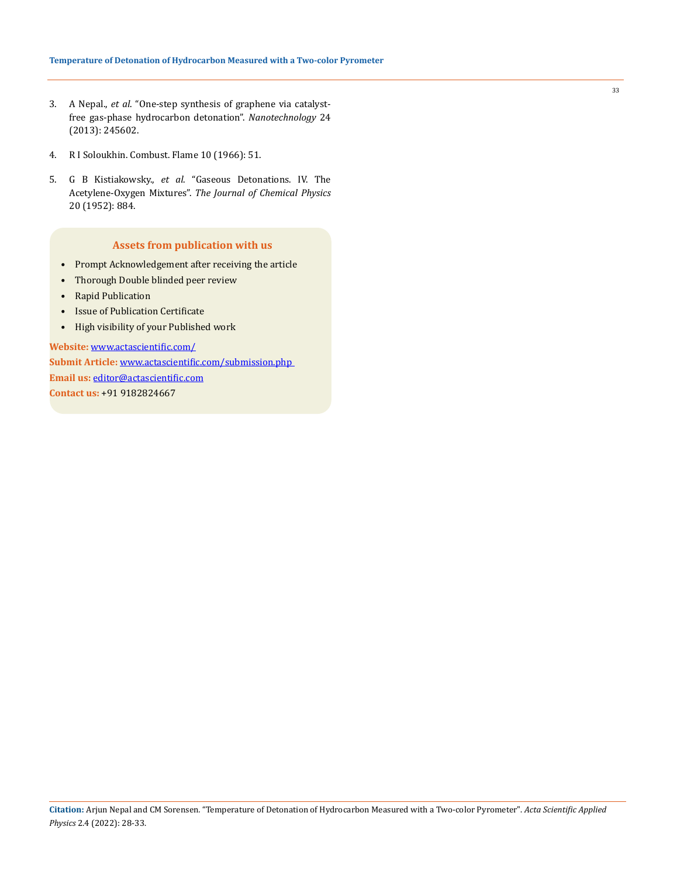3. A Nepal., *et al*. "One-step synthesis of graphene via catalyst-free gas-phase hydrocarbon detonation". *Nanotechnology* 24 (2013): 245602.

4. R I Soloukhin. Combust. Flame 10 (1966): 51.

5. G B Kistiakowsky., *et al*. "Gaseous Detonations. IV. The Acetylene-Oxygen Mixtures". *The Journal of Chemical Physics* 20 (1952): 884.

### Assets from publication with us

- Prompt Acknowledgement after receiving the article
- Thorough Double blinded peer review
- Rapid Publication
- Issue of Publication Certificate
- High visibility of your Published work

**Website:** www.actascientific.com/

**Submit Article:** www.actascientific.com/submission.php

**Email us:** editor@actascientific.com

**Contact us:** +91 9182824667